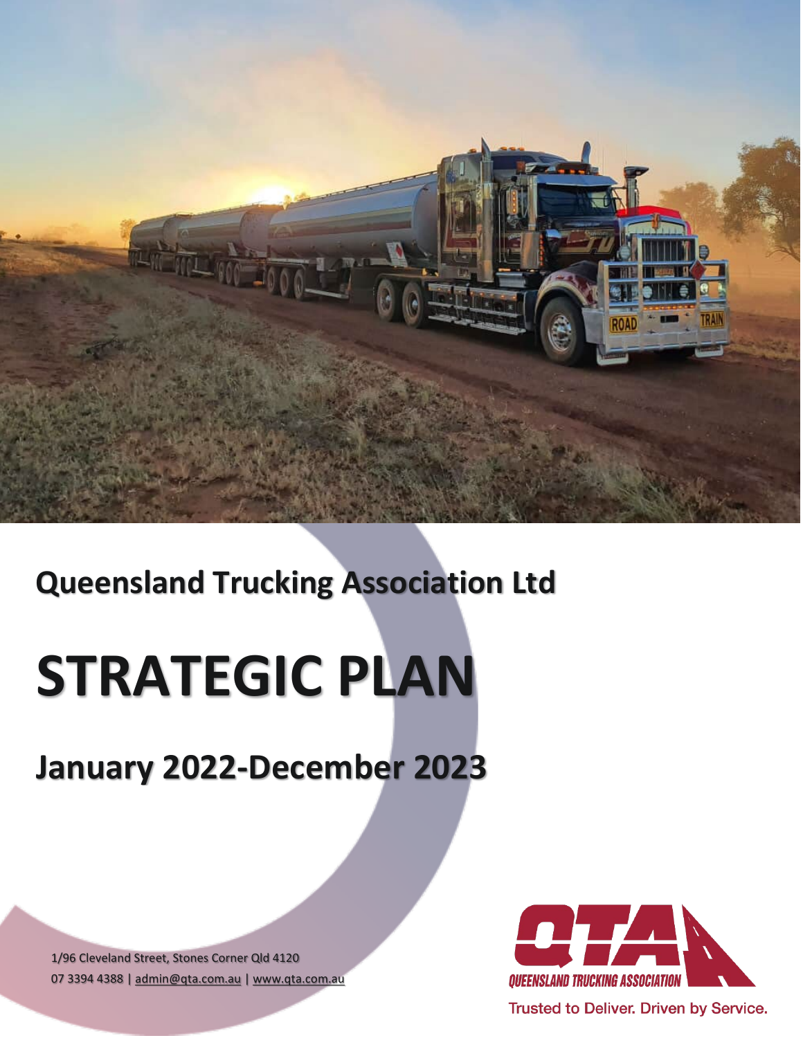Queensland Trucking Association Ltd

# STRATEGIC PLAN

## January 2022-December 2023

1/96 Cleveland Street, Stones Corner Qld 4120
07 3394 4388 | admin@qta.com.au | www.qta.com.au

QUEENSLAND TRUCKING ASSOCIATION

Trusted to Deliver. Driven by Service.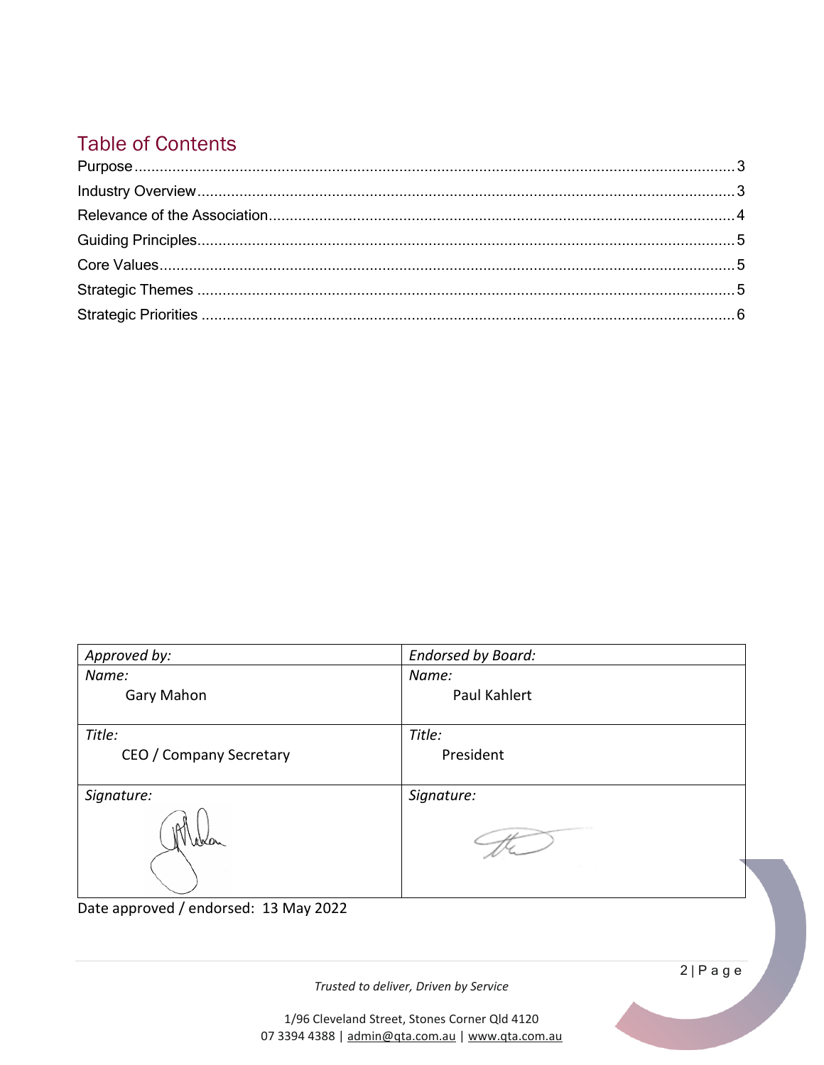## Table of Contents

Purpose .......... 3
Industry Overview .......... 3
Relevance of the Association .......... 4
Guiding Principles .......... 5
Core Values .......... 5
Strategic Themes .......... 5
Strategic Priorities .......... 6

| *Approved by:* | *Endorsed by Board:* |
| --- | --- |
| *Name:* Gary Mahon | *Name:* Paul Kahlert |
| *Title:* CEO / Company Secretary | *Title:* President |
| *Signature:* | *Signature:* |

Date approved / endorsed: 13 May 2022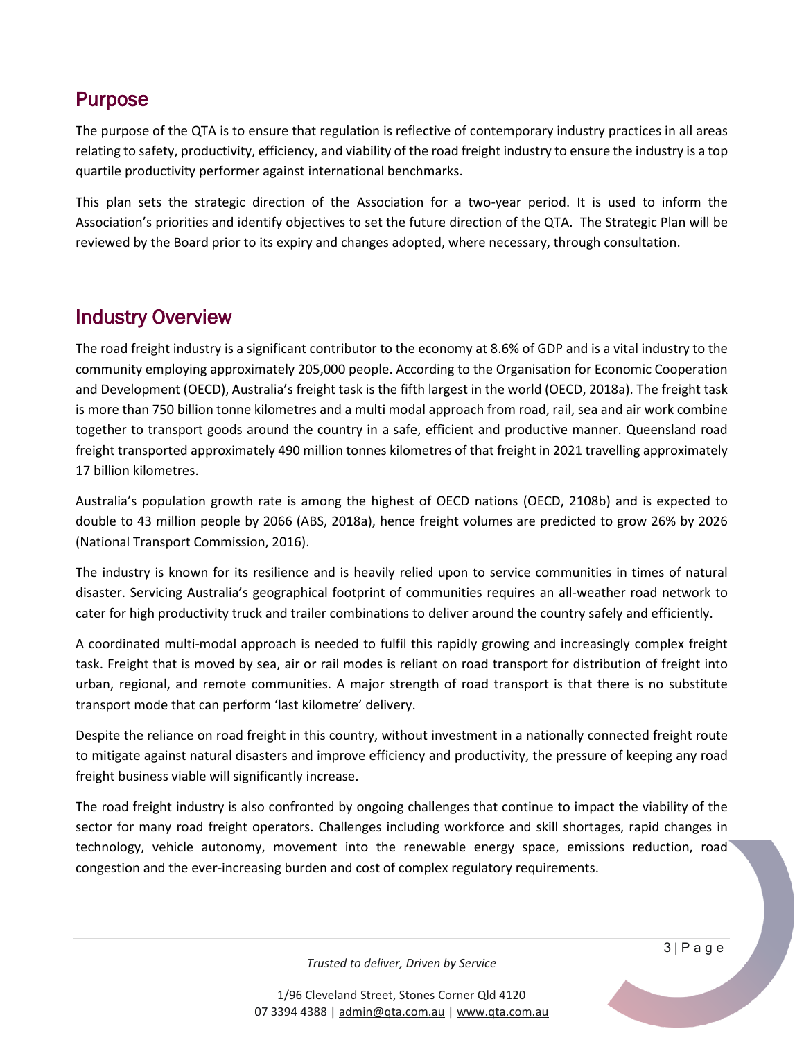## Purpose

The purpose of the QTA is to ensure that regulation is reflective of contemporary industry practices in all areas relating to safety, productivity, efficiency, and viability of the road freight industry to ensure the industry is a top quartile productivity performer against international benchmarks.

This plan sets the strategic direction of the Association for a two-year period. It is used to inform the Association's priorities and identify objectives to set the future direction of the QTA. The Strategic Plan will be reviewed by the Board prior to its expiry and changes adopted, where necessary, through consultation.

## Industry Overview

The road freight industry is a significant contributor to the economy at 8.6% of GDP and is a vital industry to the community employing approximately 205,000 people. According to the Organisation for Economic Cooperation and Development (OECD), Australia's freight task is the fifth largest in the world (OECD, 2018a). The freight task is more than 750 billion tonne kilometres and a multi modal approach from road, rail, sea and air work combine together to transport goods around the country in a safe, efficient and productive manner. Queensland road freight transported approximately 490 million tonnes kilometres of that freight in 2021 travelling approximately 17 billion kilometres.

Australia's population growth rate is among the highest of OECD nations (OECD, 2108b) and is expected to double to 43 million people by 2066 (ABS, 2018a), hence freight volumes are predicted to grow 26% by 2026 (National Transport Commission, 2016).

The industry is known for its resilience and is heavily relied upon to service communities in times of natural disaster. Servicing Australia's geographical footprint of communities requires an all-weather road network to cater for high productivity truck and trailer combinations to deliver around the country safely and efficiently.

A coordinated multi-modal approach is needed to fulfil this rapidly growing and increasingly complex freight task. Freight that is moved by sea, air or rail modes is reliant on road transport for distribution of freight into urban, regional, and remote communities. A major strength of road transport is that there is no substitute transport mode that can perform 'last kilometre' delivery.

Despite the reliance on road freight in this country, without investment in a nationally connected freight route to mitigate against natural disasters and improve efficiency and productivity, the pressure of keeping any road freight business viable will significantly increase.

The road freight industry is also confronted by ongoing challenges that continue to impact the viability of the sector for many road freight operators. Challenges including workforce and skill shortages, rapid changes in technology, vehicle autonomy, movement into the renewable energy space, emissions reduction, road congestion and the ever-increasing burden and cost of complex regulatory requirements.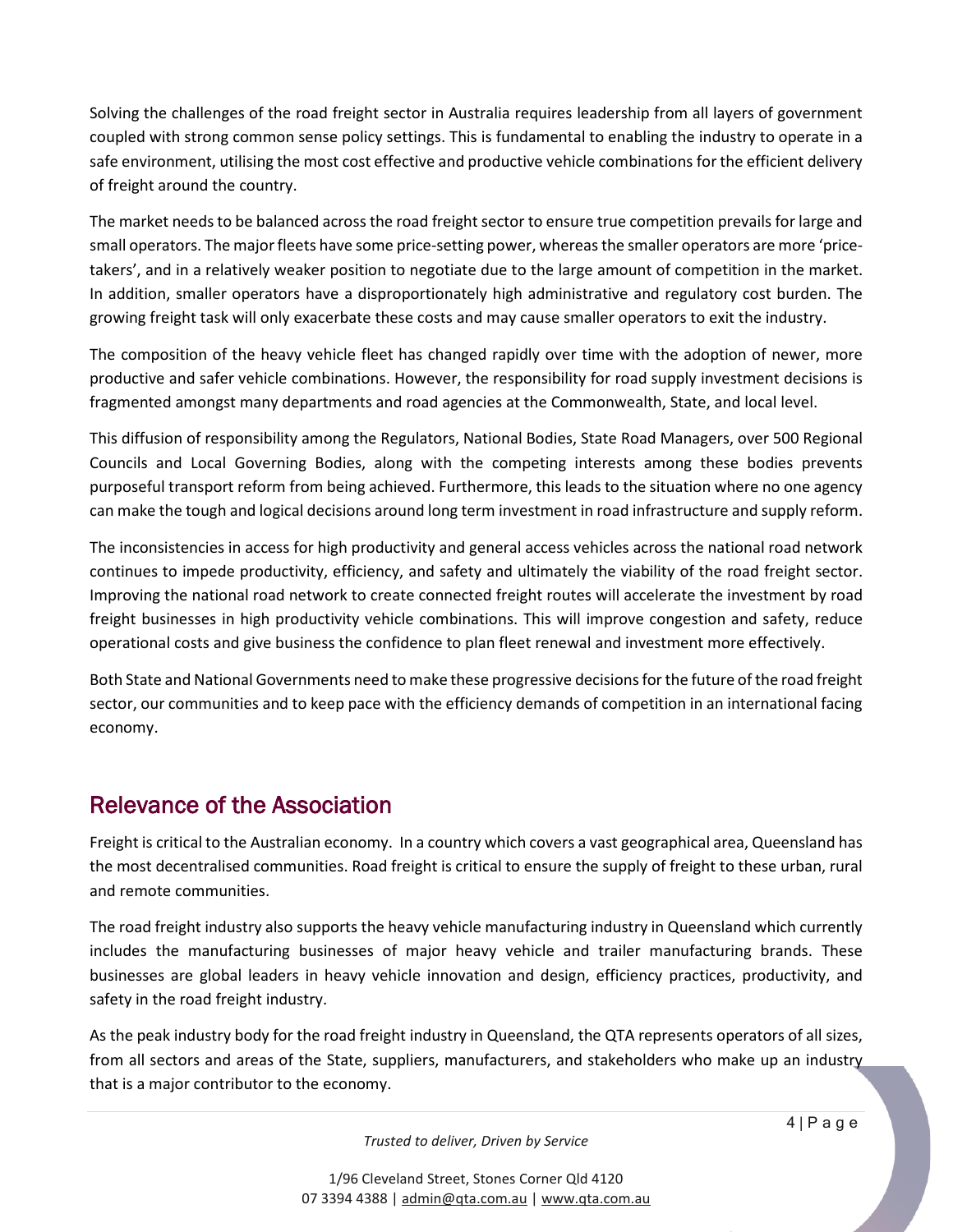Solving the challenges of the road freight sector in Australia requires leadership from all layers of government coupled with strong common sense policy settings. This is fundamental to enabling the industry to operate in a safe environment, utilising the most cost effective and productive vehicle combinations for the efficient delivery of freight around the country.

The market needs to be balanced across the road freight sector to ensure true competition prevails for large and small operators. The major fleets have some price-setting power, whereas the smaller operators are more 'price-takers', and in a relatively weaker position to negotiate due to the large amount of competition in the market. In addition, smaller operators have a disproportionately high administrative and regulatory cost burden. The growing freight task will only exacerbate these costs and may cause smaller operators to exit the industry.

The composition of the heavy vehicle fleet has changed rapidly over time with the adoption of newer, more productive and safer vehicle combinations. However, the responsibility for road supply investment decisions is fragmented amongst many departments and road agencies at the Commonwealth, State, and local level.

This diffusion of responsibility among the Regulators, National Bodies, State Road Managers, over 500 Regional Councils and Local Governing Bodies, along with the competing interests among these bodies prevents purposeful transport reform from being achieved. Furthermore, this leads to the situation where no one agency can make the tough and logical decisions around long term investment in road infrastructure and supply reform.

The inconsistencies in access for high productivity and general access vehicles across the national road network continues to impede productivity, efficiency, and safety and ultimately the viability of the road freight sector. Improving the national road network to create connected freight routes will accelerate the investment by road freight businesses in high productivity vehicle combinations. This will improve congestion and safety, reduce operational costs and give business the confidence to plan fleet renewal and investment more effectively.

Both State and National Governments need to make these progressive decisions for the future of the road freight sector, our communities and to keep pace with the efficiency demands of competition in an international facing economy.

## Relevance of the Association

Freight is critical to the Australian economy. In a country which covers a vast geographical area, Queensland has the most decentralised communities. Road freight is critical to ensure the supply of freight to these urban, rural and remote communities.

The road freight industry also supports the heavy vehicle manufacturing industry in Queensland which currently includes the manufacturing businesses of major heavy vehicle and trailer manufacturing brands. These businesses are global leaders in heavy vehicle innovation and design, efficiency practices, productivity, and safety in the road freight industry.

As the peak industry body for the road freight industry in Queensland, the QTA represents operators of all sizes, from all sectors and areas of the State, suppliers, manufacturers, and stakeholders who make up an industry that is a major contributor to the economy.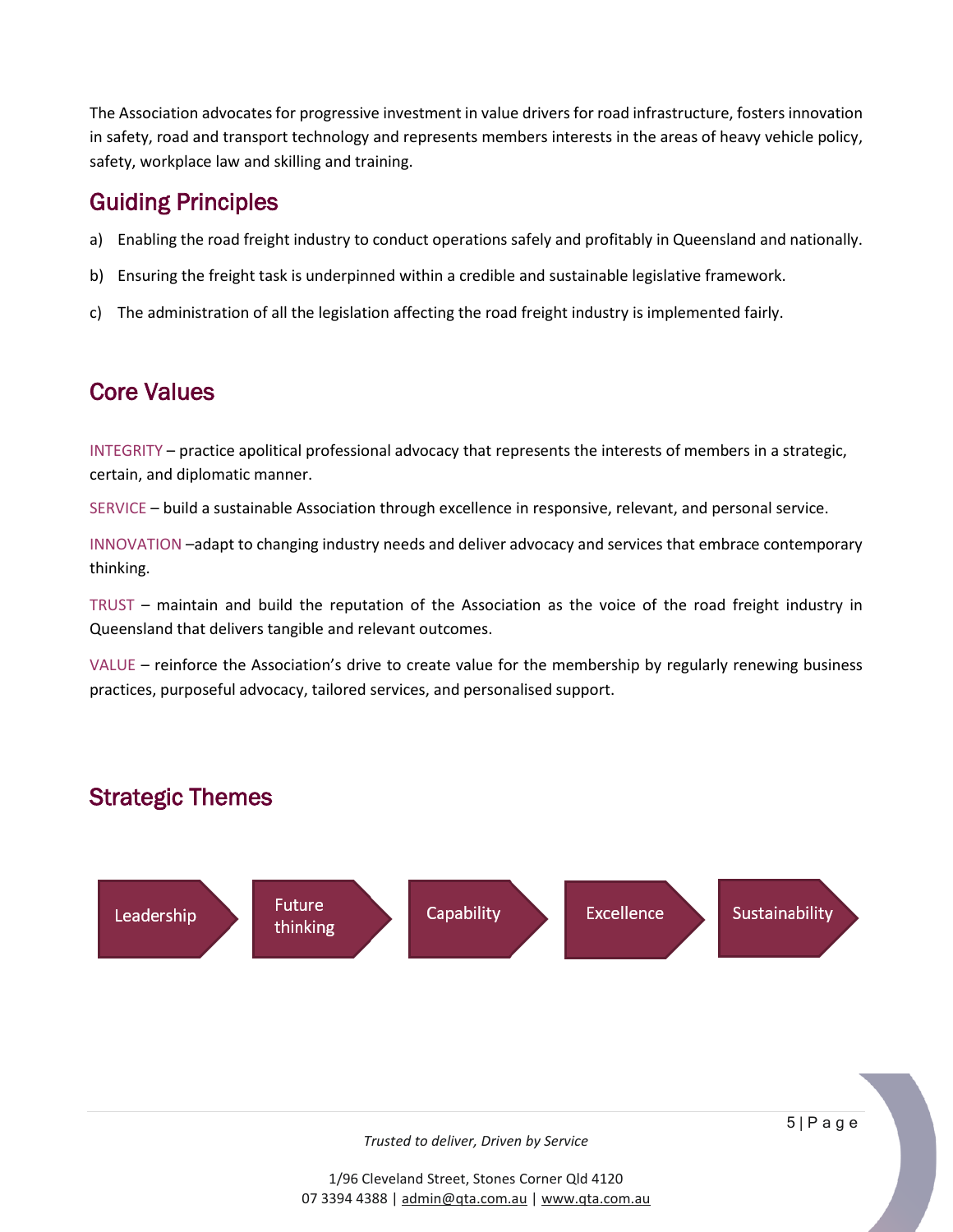The Association advocates for progressive investment in value drivers for road infrastructure, fosters innovation in safety, road and transport technology and represents members interests in the areas of heavy vehicle policy, safety, workplace law and skilling and training.

## Guiding Principles

a) Enabling the road freight industry to conduct operations safely and profitably in Queensland and nationally.

b) Ensuring the freight task is underpinned within a credible and sustainable legislative framework.

c) The administration of all the legislation affecting the road freight industry is implemented fairly.

## Core Values

INTEGRITY – practice apolitical professional advocacy that represents the interests of members in a strategic, certain, and diplomatic manner.

SERVICE – build a sustainable Association through excellence in responsive, relevant, and personal service.

INNOVATION –adapt to changing industry needs and deliver advocacy and services that embrace contemporary thinking.

TRUST – maintain and build the reputation of the Association as the voice of the road freight industry in Queensland that delivers tangible and relevant outcomes.

VALUE – reinforce the Association's drive to create value for the membership by regularly renewing business practices, purposeful advocacy, tailored services, and personalised support.

## Strategic Themes

Leadership → Future thinking → Capability → Excellence → Sustainability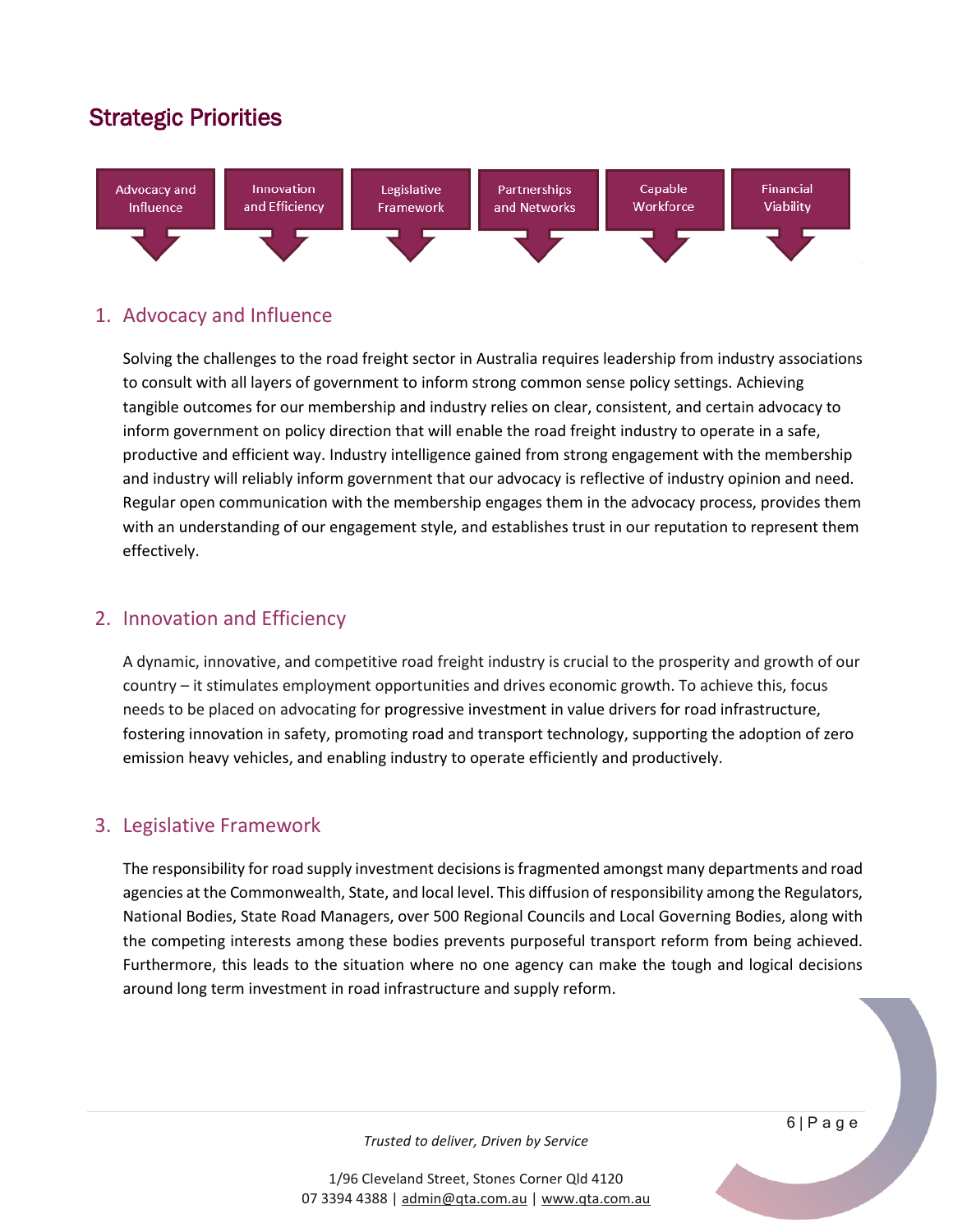## Strategic Priorities

Advocacy and Influence | Innovation and Efficiency | Legislative Framework | Partnerships and Networks | Capable Workforce | Financial Viability

### 1. Advocacy and Influence

Solving the challenges to the road freight sector in Australia requires leadership from industry associations to consult with all layers of government to inform strong common sense policy settings. Achieving tangible outcomes for our membership and industry relies on clear, consistent, and certain advocacy to inform government on policy direction that will enable the road freight industry to operate in a safe, productive and efficient way. Industry intelligence gained from strong engagement with the membership and industry will reliably inform government that our advocacy is reflective of industry opinion and need. Regular open communication with the membership engages them in the advocacy process, provides them with an understanding of our engagement style, and establishes trust in our reputation to represent them effectively.

### 2. Innovation and Efficiency

A dynamic, innovative, and competitive road freight industry is crucial to the prosperity and growth of our country – it stimulates employment opportunities and drives economic growth. To achieve this, focus needs to be placed on advocating for progressive investment in value drivers for road infrastructure, fostering innovation in safety, promoting road and transport technology, supporting the adoption of zero emission heavy vehicles, and enabling industry to operate efficiently and productively.

### 3. Legislative Framework

The responsibility for road supply investment decisions is fragmented amongst many departments and road agencies at the Commonwealth, State, and local level. This diffusion of responsibility among the Regulators, National Bodies, State Road Managers, over 500 Regional Councils and Local Governing Bodies, along with the competing interests among these bodies prevents purposeful transport reform from being achieved. Furthermore, this leads to the situation where no one agency can make the tough and logical decisions around long term investment in road infrastructure and supply reform.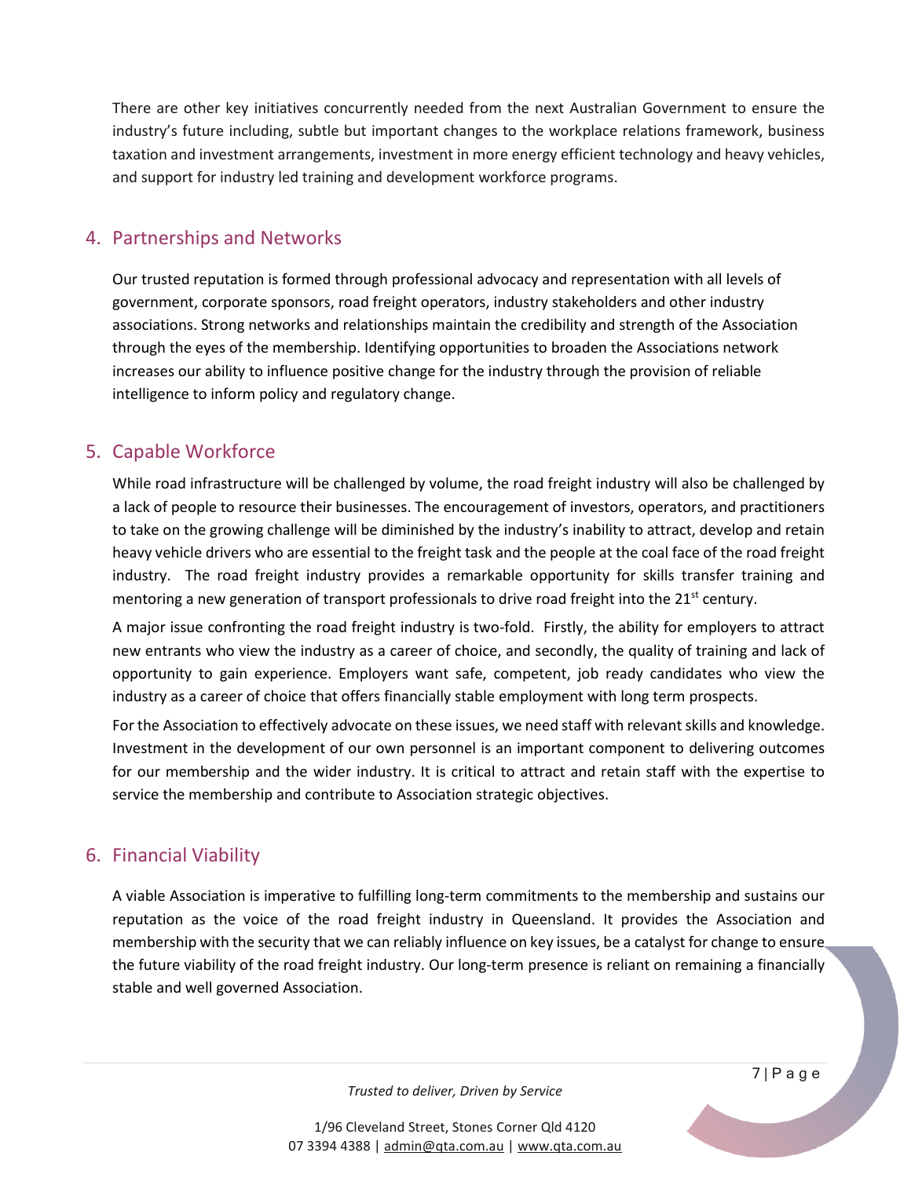There are other key initiatives concurrently needed from the next Australian Government to ensure the industry's future including, subtle but important changes to the workplace relations framework, business taxation and investment arrangements, investment in more energy efficient technology and heavy vehicles, and support for industry led training and development workforce programs.

## 4. Partnerships and Networks

Our trusted reputation is formed through professional advocacy and representation with all levels of government, corporate sponsors, road freight operators, industry stakeholders and other industry associations. Strong networks and relationships maintain the credibility and strength of the Association through the eyes of the membership. Identifying opportunities to broaden the Associations network increases our ability to influence positive change for the industry through the provision of reliable intelligence to inform policy and regulatory change.

## 5. Capable Workforce

While road infrastructure will be challenged by volume, the road freight industry will also be challenged by a lack of people to resource their businesses. The encouragement of investors, operators, and practitioners to take on the growing challenge will be diminished by the industry's inability to attract, develop and retain heavy vehicle drivers who are essential to the freight task and the people at the coal face of the road freight industry. The road freight industry provides a remarkable opportunity for skills transfer training and mentoring a new generation of transport professionals to drive road freight into the 21st century.

A major issue confronting the road freight industry is two-fold. Firstly, the ability for employers to attract new entrants who view the industry as a career of choice, and secondly, the quality of training and lack of opportunity to gain experience. Employers want safe, competent, job ready candidates who view the industry as a career of choice that offers financially stable employment with long term prospects.

For the Association to effectively advocate on these issues, we need staff with relevant skills and knowledge. Investment in the development of our own personnel is an important component to delivering outcomes for our membership and the wider industry. It is critical to attract and retain staff with the expertise to service the membership and contribute to Association strategic objectives.

## 6. Financial Viability

A viable Association is imperative to fulfilling long-term commitments to the membership and sustains our reputation as the voice of the road freight industry in Queensland. It provides the Association and membership with the security that we can reliably influence on key issues, be a catalyst for change to ensure the future viability of the road freight industry. Our long-term presence is reliant on remaining a financially stable and well governed Association.